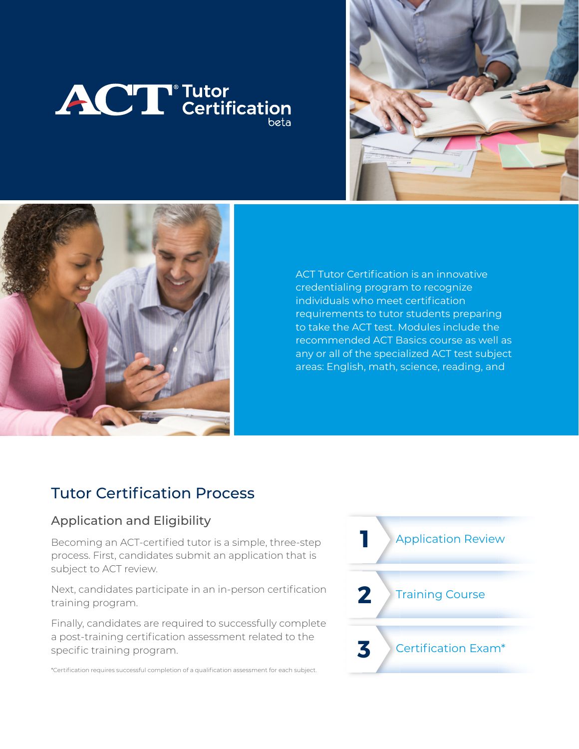# ACT® Tutor Certification

beta

ACT Tutor Certification is an innovative credentialing program to recognize individuals who meet certification requirements to tutor students preparing to take the ACT test. Modules include the recommended ACT Basics course as well as any or all of the specialized ACT test subject areas: English, math, science, reading, and

## Tutor Certification Process

### Application and Eligibility

Becoming an ACT-certified tutor is a simple, three-step process. First, candidates submit an application that is subject to ACT review.

Next, candidates participate in an in-person certification training program.

Finally, candidates are required to successfully complete a post-training certification assessment related to the specific training program.

1. Application Review
2. Training Course
3. Certification Exam*

*Certification requires successful completion of a qualification assessment for each subject.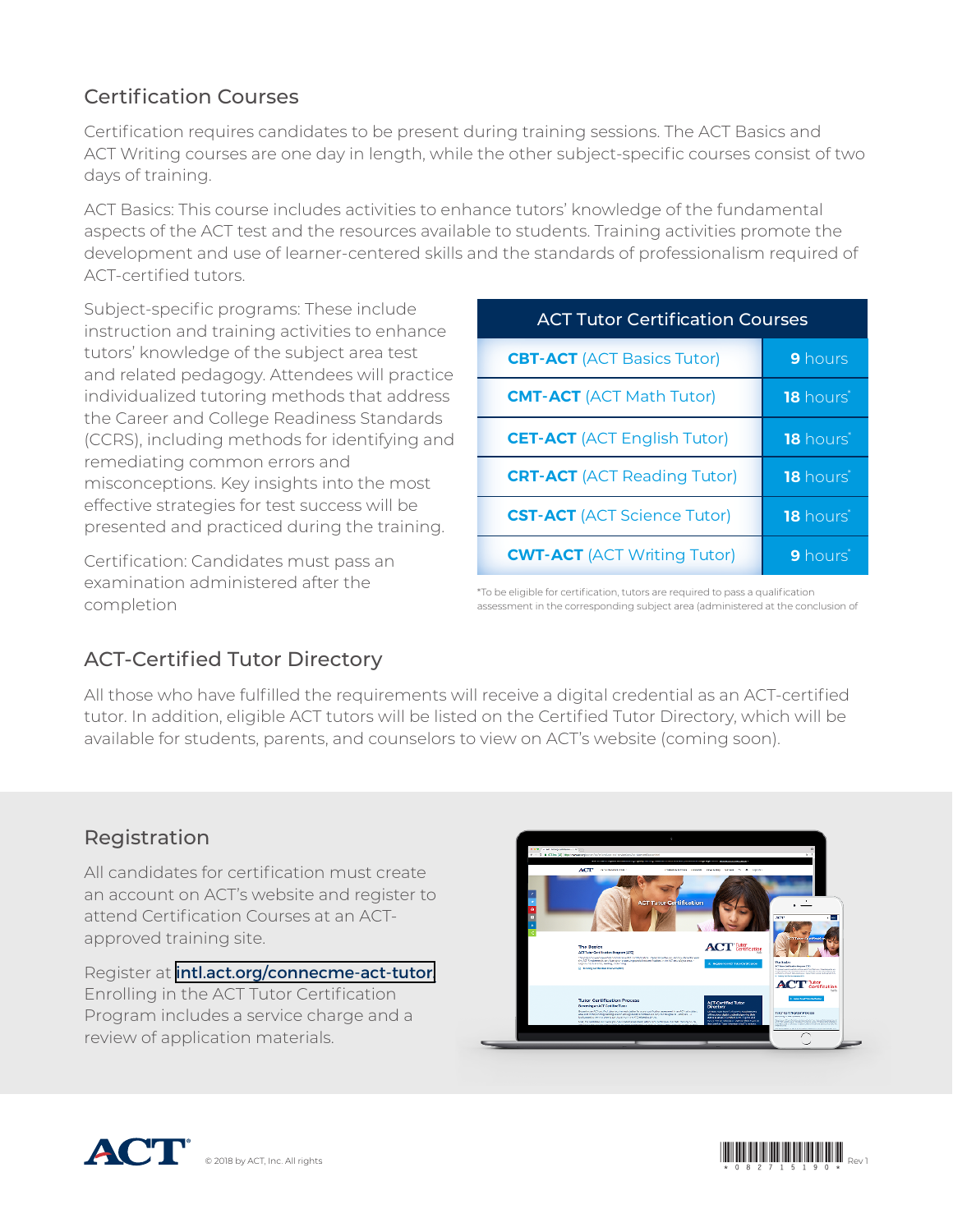## Certification Courses

Certification requires candidates to be present during training sessions. The ACT Basics and ACT Writing courses are one day in length, while the other subject-specific courses consist of two days of training.

ACT Basics: This course includes activities to enhance tutors' knowledge of the fundamental aspects of the ACT test and the resources available to students. Training activities promote the development and use of learner-centered skills and the standards of professionalism required of ACT-certified tutors.

Subject-specific programs: These include instruction and training activities to enhance tutors' knowledge of the subject area test and related pedagogy. Attendees will practice individualized tutoring methods that address the Career and College Readiness Standards (CCRS), including methods for identifying and remediating common errors and misconceptions. Key insights into the most effective strategies for test success will be presented and practiced during the training.

Certification: Candidates must pass an examination administered after the completion

| ACT Tutor Certification Courses | |
|---|---|
| **CBT-ACT** (ACT Basics Tutor) | **9** hours |
| **CMT-ACT** (ACT Math Tutor) | **18** hours* |
| **CET-ACT** (ACT English Tutor) | **18** hours* |
| **CRT-ACT** (ACT Reading Tutor) | **18** hours* |
| **CST-ACT** (ACT Science Tutor) | **18** hours* |
| **CWT-ACT** (ACT Writing Tutor) | **9** hours* |

*To be eligible for certification, tutors are required to pass a qualification assessment in the corresponding subject area (administered at the conclusion of

## ACT-Certified Tutor Directory

All those who have fulfilled the requirements will receive a digital credential as an ACT-certified tutor. In addition, eligible ACT tutors will be listed on the Certified Tutor Directory, which will be available for students, parents, and counselors to view on ACT's website (coming soon).

## Registration

All candidates for certification must create an account on ACT's website and register to attend Certification Courses at an ACT-approved training site.

Register at intl.act.org/connecme-act-tutor. Enrolling in the ACT Tutor Certification Program includes a service charge and a review of application materials.

© 2018 by ACT, Inc. All rights

Rev 1